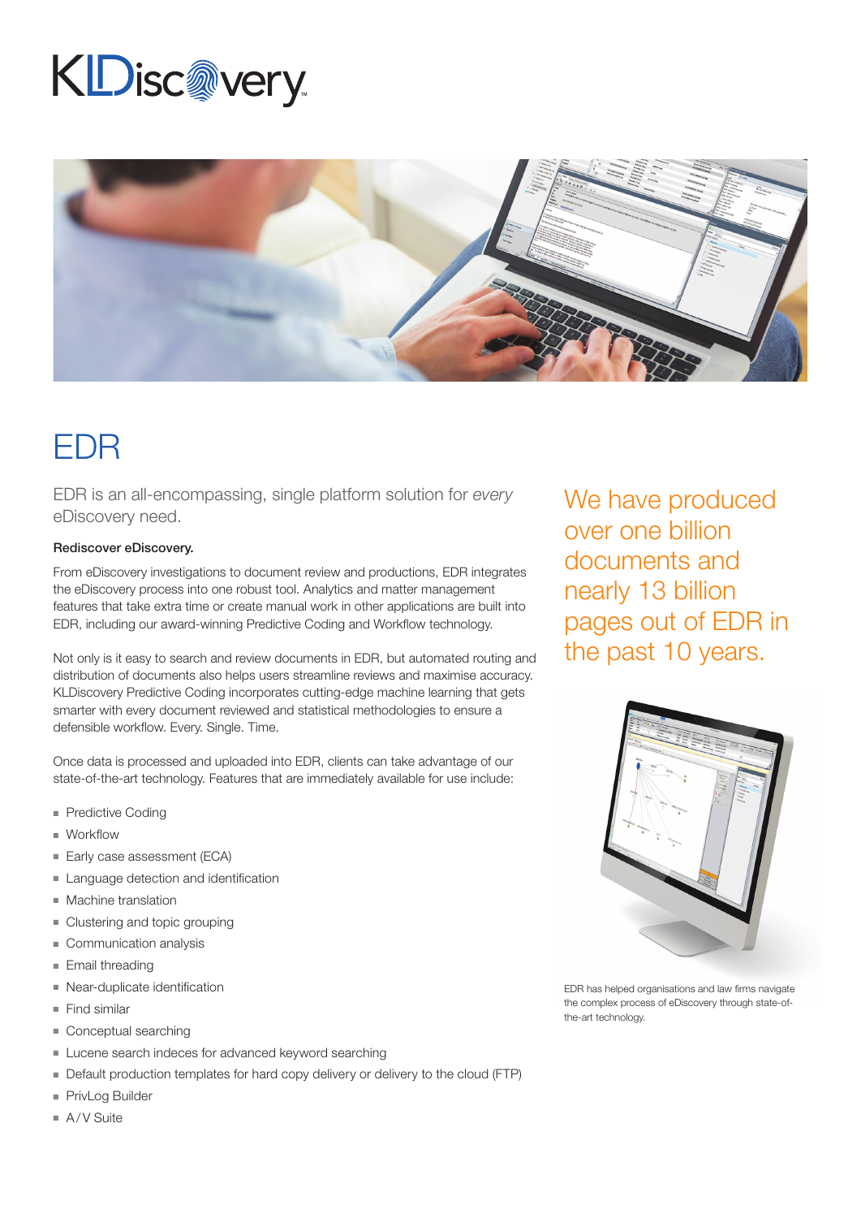KLDiscovery

# EDR

EDR is an all-encompassing, single platform solution for *every* eDiscovery need.

**Rediscover eDiscovery.**

From eDiscovery investigations to document review and productions, EDR integrates the eDiscovery process into one robust tool. Analytics and matter management features that take extra time or create manual work in other applications are built into EDR, including our award-winning Predictive Coding and Workflow technology.

Not only is it easy to search and review documents in EDR, but automated routing and distribution of documents also helps users streamline reviews and maximise accuracy. KLDiscovery Predictive Coding incorporates cutting-edge machine learning that gets smarter with every document reviewed and statistical methodologies to ensure a defensible workflow. Every. Single. Time.

Once data is processed and uploaded into EDR, clients can take advantage of our state-of-the-art technology. Features that are immediately available for use include:

- Predictive Coding
- Workflow
- Early case assessment (ECA)
- Language detection and identification
- Machine translation
- Clustering and topic grouping
- Communication analysis
- Email threading
- Near-duplicate identification
- Find similar
- Conceptual searching
- Lucene search indeces for advanced keyword searching
- Default production templates for hard copy delivery or delivery to the cloud (FTP)
- PrivLog Builder
- A/V Suite

We have produced over one billion documents and nearly 13 billion pages out of EDR in the past 10 years.

EDR has helped organisations and law firms navigate the complex process of eDiscovery through state-of-the-art technology.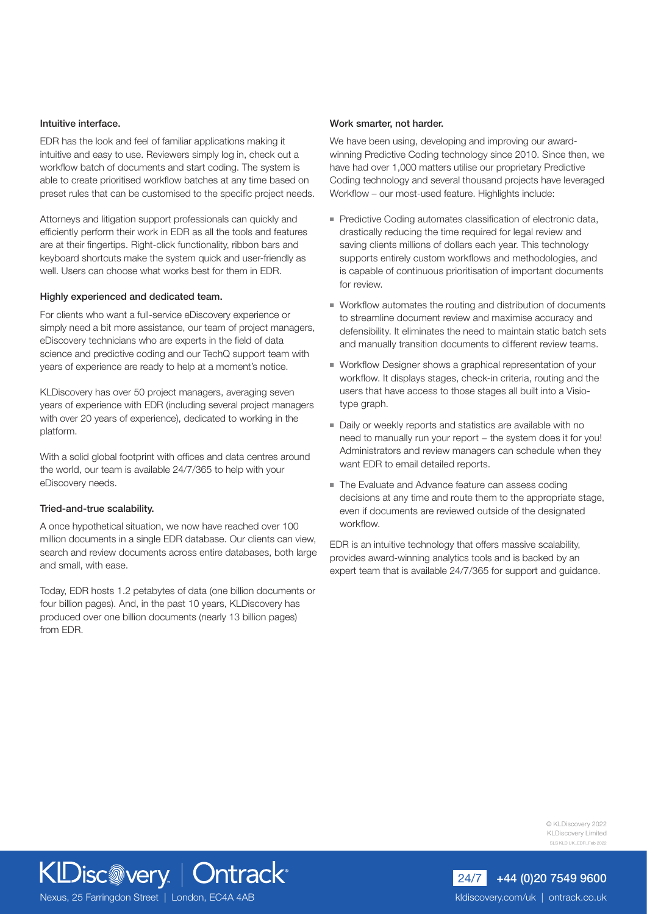### Intuitive interface.

EDR has the look and feel of familiar applications making it intuitive and easy to use. Reviewers simply log in, check out a workflow batch of documents and start coding. The system is able to create prioritised workflow batches at any time based on preset rules that can be customised to the specific project needs.

Attorneys and litigation support professionals can quickly and efficiently perform their work in EDR as all the tools and features are at their fingertips. Right-click functionality, ribbon bars and keyboard shortcuts make the system quick and user-friendly as well. Users can choose what works best for them in EDR.

### Highly experienced and dedicated team.

For clients who want a full-service eDiscovery experience or simply need a bit more assistance, our team of project managers, eDiscovery technicians who are experts in the field of data science and predictive coding and our TechQ support team with years of experience are ready to help at a moment's notice.

KLDiscovery has over 50 project managers, averaging seven years of experience with EDR (including several project managers with over 20 years of experience), dedicated to working in the platform.

With a solid global footprint with offices and data centres around the world, our team is available 24/7/365 to help with your eDiscovery needs.

### Tried-and-true scalability.

A once hypothetical situation, we now have reached over 100 million documents in a single EDR database. Our clients can view, search and review documents across entire databases, both large and small, with ease.

Today, EDR hosts 1.2 petabytes of data (one billion documents or four billion pages). And, in the past 10 years, KLDiscovery has produced over one billion documents (nearly 13 billion pages) from EDR.

### Work smarter, not harder.

We have been using, developing and improving our award-winning Predictive Coding technology since 2010. Since then, we have had over 1,000 matters utilise our proprietary Predictive Coding technology and several thousand projects have leveraged Workflow – our most-used feature. Highlights include:

- Predictive Coding automates classification of electronic data, drastically reducing the time required for legal review and saving clients millions of dollars each year. This technology supports entirely custom workflows and methodologies, and is capable of continuous prioritisation of important documents for review.
- Workflow automates the routing and distribution of documents to streamline document review and maximise accuracy and defensibility. It eliminates the need to maintain static batch sets and manually transition documents to different review teams.
- Workflow Designer shows a graphical representation of your workflow. It displays stages, check-in criteria, routing and the users that have access to those stages all built into a Visio-type graph.
- Daily or weekly reports and statistics are available with no need to manually run your report – the system does it for you! Administrators and review managers can schedule when they want EDR to email detailed reports.
- The Evaluate and Advance feature can assess coding decisions at any time and route them to the appropriate stage, even if documents are reviewed outside of the designated workflow.

EDR is an intuitive technology that offers massive scalability, provides award-winning analytics tools and is backed by an expert team that is available 24/7/365 for support and guidance.

© KLDiscovery 2022
KLDiscovery Limited
SLS KLD UK_EDR_Feb 2022

KLDiscovery | Ontrack

Nexus, 25 Farringdon Street | London, EC4A 4AB

24/7 +44 (0)20 7549 9600

kldiscovery.com/uk | ontrack.co.uk